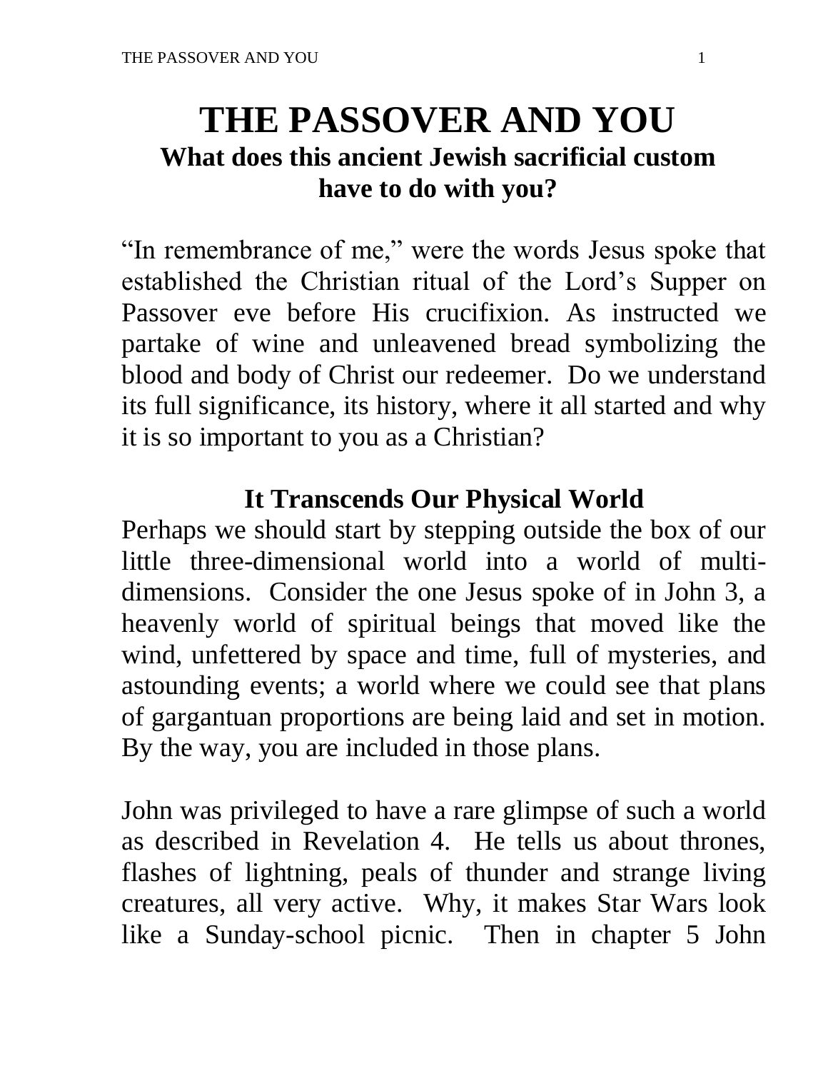# THE PASSOVER AND YOU

## What does this ancient Jewish sacrificial custom have to do with you?

"In remembrance of me," were the words Jesus spoke that established the Christian ritual of the Lord's Supper on Passover eve before His crucifixion. As instructed we partake of wine and unleavened bread symbolizing the blood and body of Christ our redeemer. Do we understand its full significance, its history, where it all started and why it is so important to you as a Christian?

### It Transcends Our Physical World

Perhaps we should start by stepping outside the box of our little three-dimensional world into a world of multi-dimensions. Consider the one Jesus spoke of in John 3, a heavenly world of spiritual beings that moved like the wind, unfettered by space and time, full of mysteries, and astounding events; a world where we could see that plans of gargantuan proportions are being laid and set in motion. By the way, you are included in those plans.

John was privileged to have a rare glimpse of such a world as described in Revelation 4. He tells us about thrones, flashes of lightning, peals of thunder and strange living creatures, all very active. Why, it makes Star Wars look like a Sunday-school picnic. Then in chapter 5 John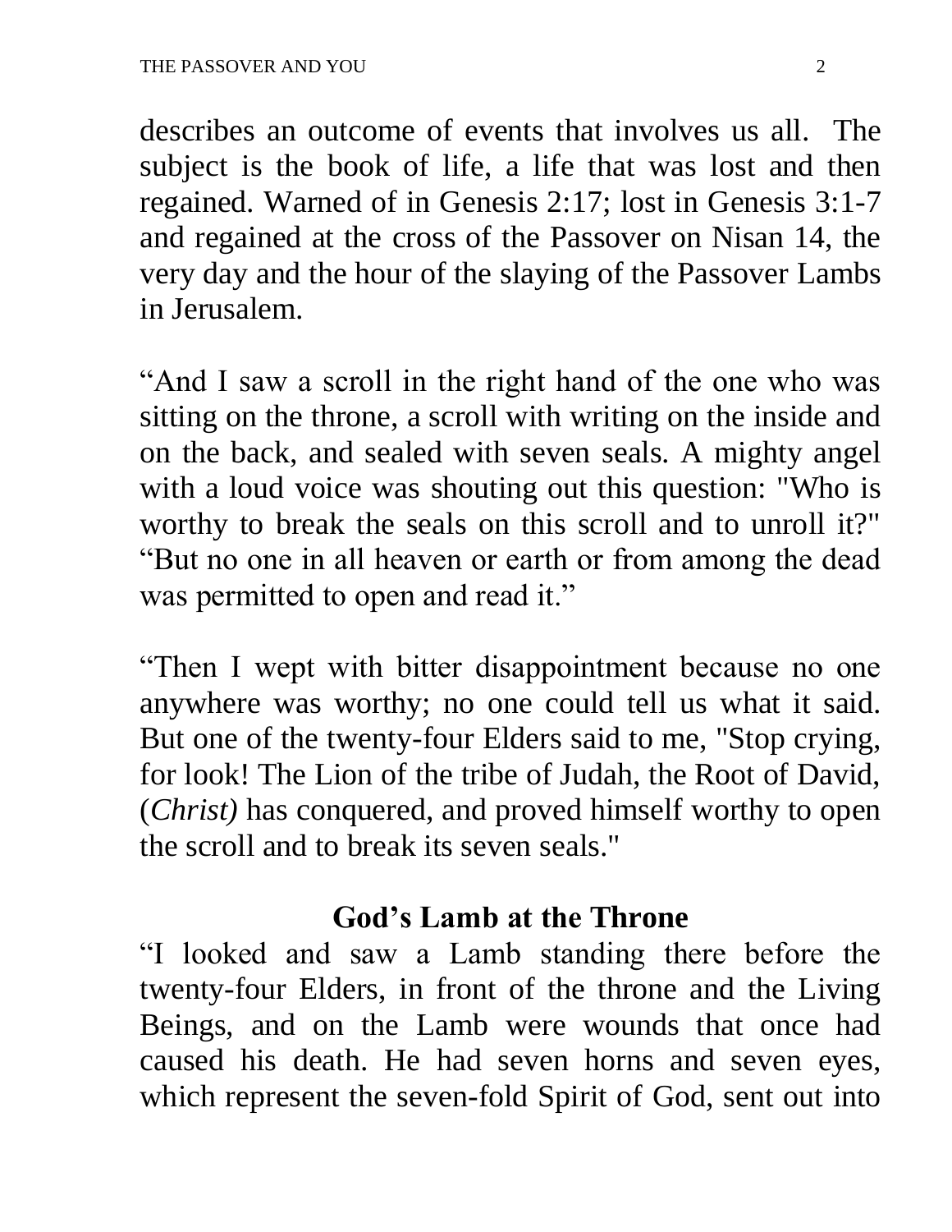describes an outcome of events that involves us all. The subject is the book of life, a life that was lost and then regained. Warned of in Genesis 2:17; lost in Genesis 3:1-7 and regained at the cross of the Passover on Nisan 14, the very day and the hour of the slaying of the Passover Lambs in Jerusalem.

“And I saw a scroll in the right hand of the one who was sitting on the throne, a scroll with writing on the inside and on the back, and sealed with seven seals. A mighty angel with a loud voice was shouting out this question: "Who is worthy to break the seals on this scroll and to unroll it?" “But no one in all heaven or earth or from among the dead was permitted to open and read it.”

“Then I wept with bitter disappointment because no one anywhere was worthy; no one could tell us what it said. But one of the twenty-four Elders said to me, "Stop crying, for look! The Lion of the tribe of Judah, the Root of David, (*Christ)* has conquered, and proved himself worthy to open the scroll and to break its seven seals."

### God’s Lamb at the Throne

“I looked and saw a Lamb standing there before the twenty-four Elders, in front of the throne and the Living Beings, and on the Lamb were wounds that once had caused his death. He had seven horns and seven eyes, which represent the seven-fold Spirit of God, sent out into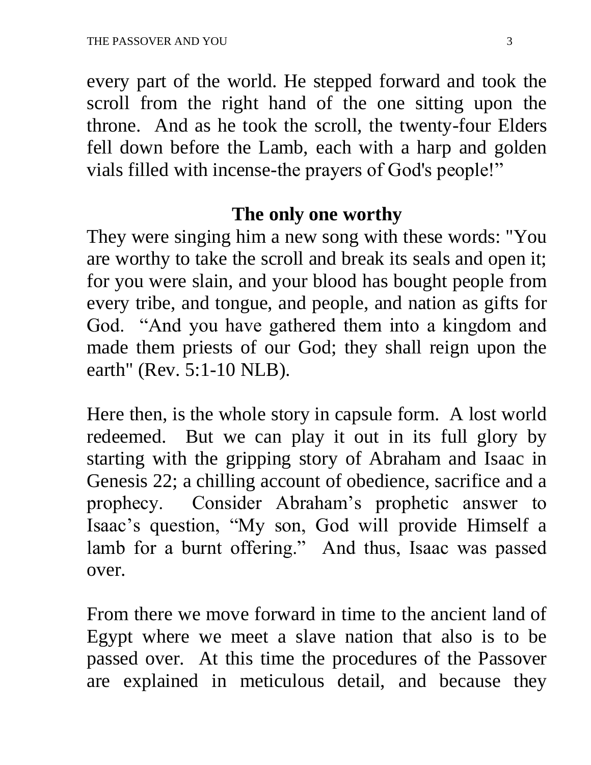every part of the world. He stepped forward and took the scroll from the right hand of the one sitting upon the throne. And as he took the scroll, the twenty-four Elders fell down before the Lamb, each with a harp and golden vials filled with incense-the prayers of God's people!"

## The only one worthy

They were singing him a new song with these words: "You are worthy to take the scroll and break its seals and open it; for you were slain, and your blood has bought people from every tribe, and tongue, and people, and nation as gifts for God. "And you have gathered them into a kingdom and made them priests of our God; they shall reign upon the earth" (Rev. 5:1-10 NLB).

Here then, is the whole story in capsule form. A lost world redeemed. But we can play it out in its full glory by starting with the gripping story of Abraham and Isaac in Genesis 22; a chilling account of obedience, sacrifice and a prophecy. Consider Abraham's prophetic answer to Isaac's question, "My son, God will provide Himself a lamb for a burnt offering." And thus, Isaac was passed over.

From there we move forward in time to the ancient land of Egypt where we meet a slave nation that also is to be passed over. At this time the procedures of the Passover are explained in meticulous detail, and because they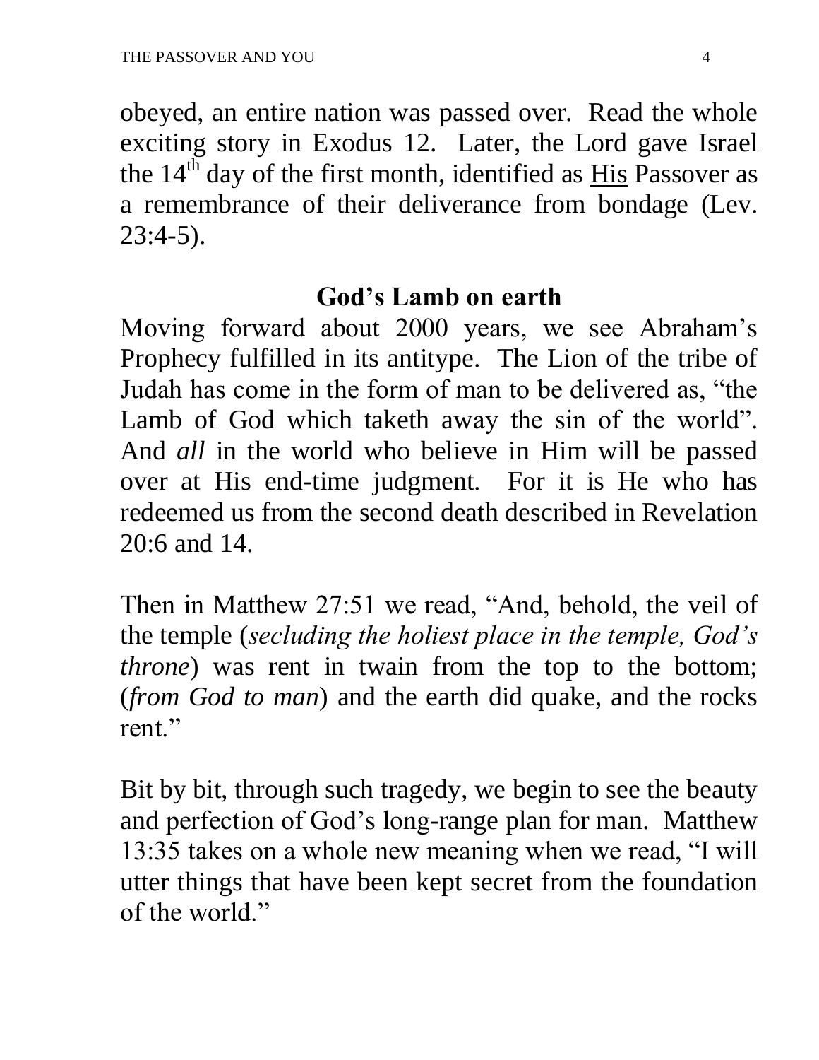obeyed, an entire nation was passed over. Read the whole exciting story in Exodus 12. Later, the Lord gave Israel the $14^{th}$ day of the first month, identified as <u>His</u> Passover as a remembrance of their deliverance from bondage (Lev. 23:4-5).

## God's Lamb on earth

Moving forward about 2000 years, we see Abraham's Prophecy fulfilled in its antitype. The Lion of the tribe of Judah has come in the form of man to be delivered as, "the Lamb of God which taketh away the sin of the world". And *all* in the world who believe in Him will be passed over at His end-time judgment. For it is He who has redeemed us from the second death described in Revelation 20:6 and 14.

Then in Matthew 27:51 we read, "And, behold, the veil of the temple (*secluding the holiest place in the temple, God's throne*) was rent in twain from the top to the bottom; (*from God to man*) and the earth did quake, and the rocks rent."

Bit by bit, through such tragedy, we begin to see the beauty and perfection of God's long-range plan for man. Matthew 13:35 takes on a whole new meaning when we read, "I will utter things that have been kept secret from the foundation of the world."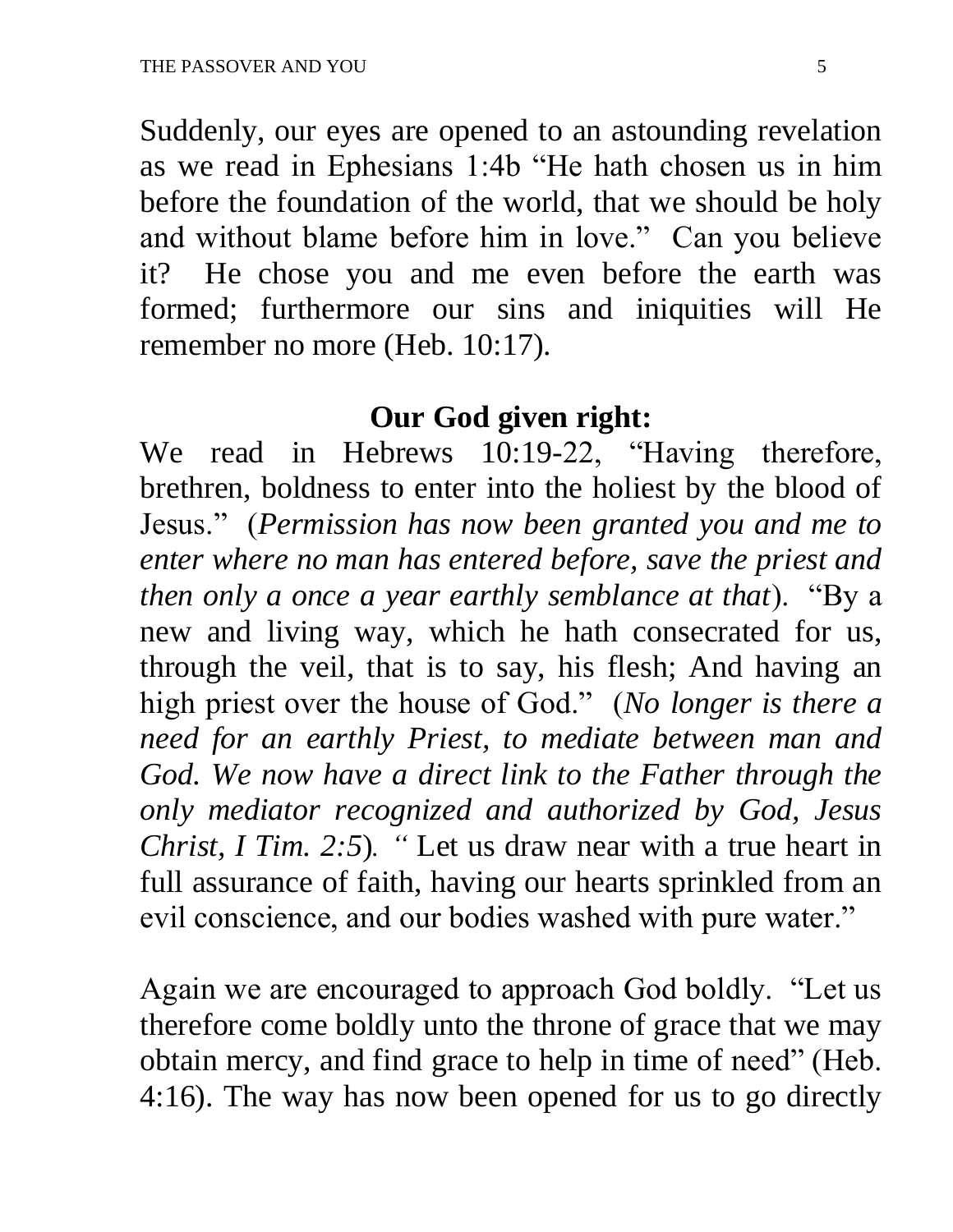Suddenly, our eyes are opened to an astounding revelation as we read in Ephesians 1:4b "He hath chosen us in him before the foundation of the world, that we should be holy and without blame before him in love." Can you believe it? He chose you and me even before the earth was formed; furthermore our sins and iniquities will He remember no more (Heb. 10:17).

## Our God given right:

We read in Hebrews 10:19-22, "Having therefore, brethren, boldness to enter into the holiest by the blood of Jesus." (*Permission has now been granted you and me to enter where no man has entered before, save the priest and then only a once a year earthly semblance at that*). "By a new and living way, which he hath consecrated for us, through the veil, that is to say, his flesh; And having an high priest over the house of God." (*No longer is there a need for an earthly Priest, to mediate between man and God. We now have a direct link to the Father through the only mediator recognized and authorized by God, Jesus Christ, I Tim. 2:5*). " Let us draw near with a true heart in full assurance of faith, having our hearts sprinkled from an evil conscience, and our bodies washed with pure water."

Again we are encouraged to approach God boldly. "Let us therefore come boldly unto the throne of grace that we may obtain mercy, and find grace to help in time of need" (Heb. 4:16). The way has now been opened for us to go directly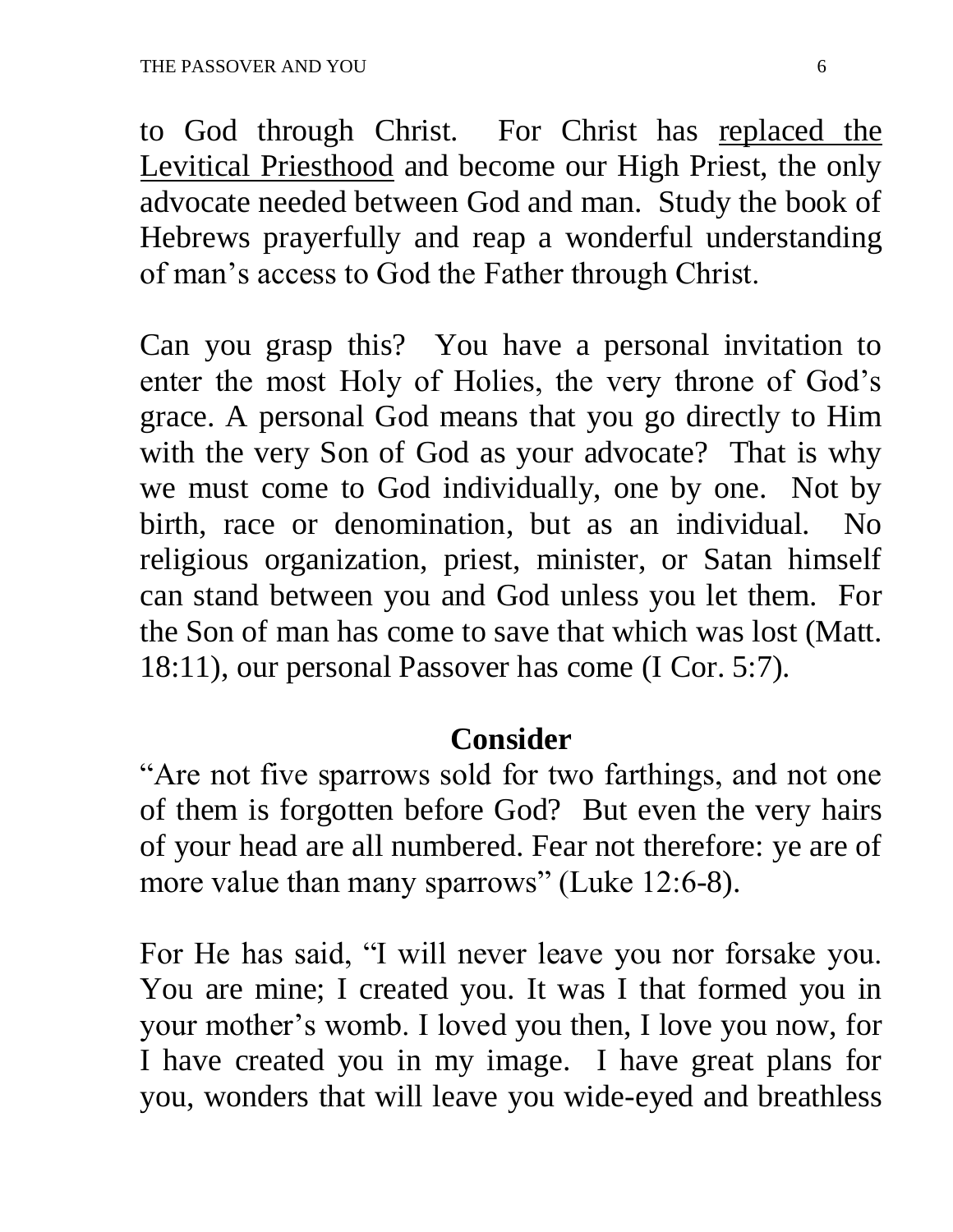to God through Christ. For Christ has <u>replaced the Levitical Priesthood</u> and become our High Priest, the only advocate needed between God and man. Study the book of Hebrews prayerfully and reap a wonderful understanding of man's access to God the Father through Christ.

Can you grasp this? You have a personal invitation to enter the most Holy of Holies, the very throne of God's grace. A personal God means that you go directly to Him with the very Son of God as your advocate? That is why we must come to God individually, one by one. Not by birth, race or denomination, but as an individual. No religious organization, priest, minister, or Satan himself can stand between you and God unless you let them. For the Son of man has come to save that which was lost (Matt. 18:11), our personal Passover has come (I Cor. 5:7).

## Consider

"Are not five sparrows sold for two farthings, and not one of them is forgotten before God? But even the very hairs of your head are all numbered. Fear not therefore: ye are of more value than many sparrows" (Luke 12:6-8).

For He has said, "I will never leave you nor forsake you. You are mine; I created you. It was I that formed you in your mother's womb. I loved you then, I love you now, for I have created you in my image. I have great plans for you, wonders that will leave you wide-eyed and breathless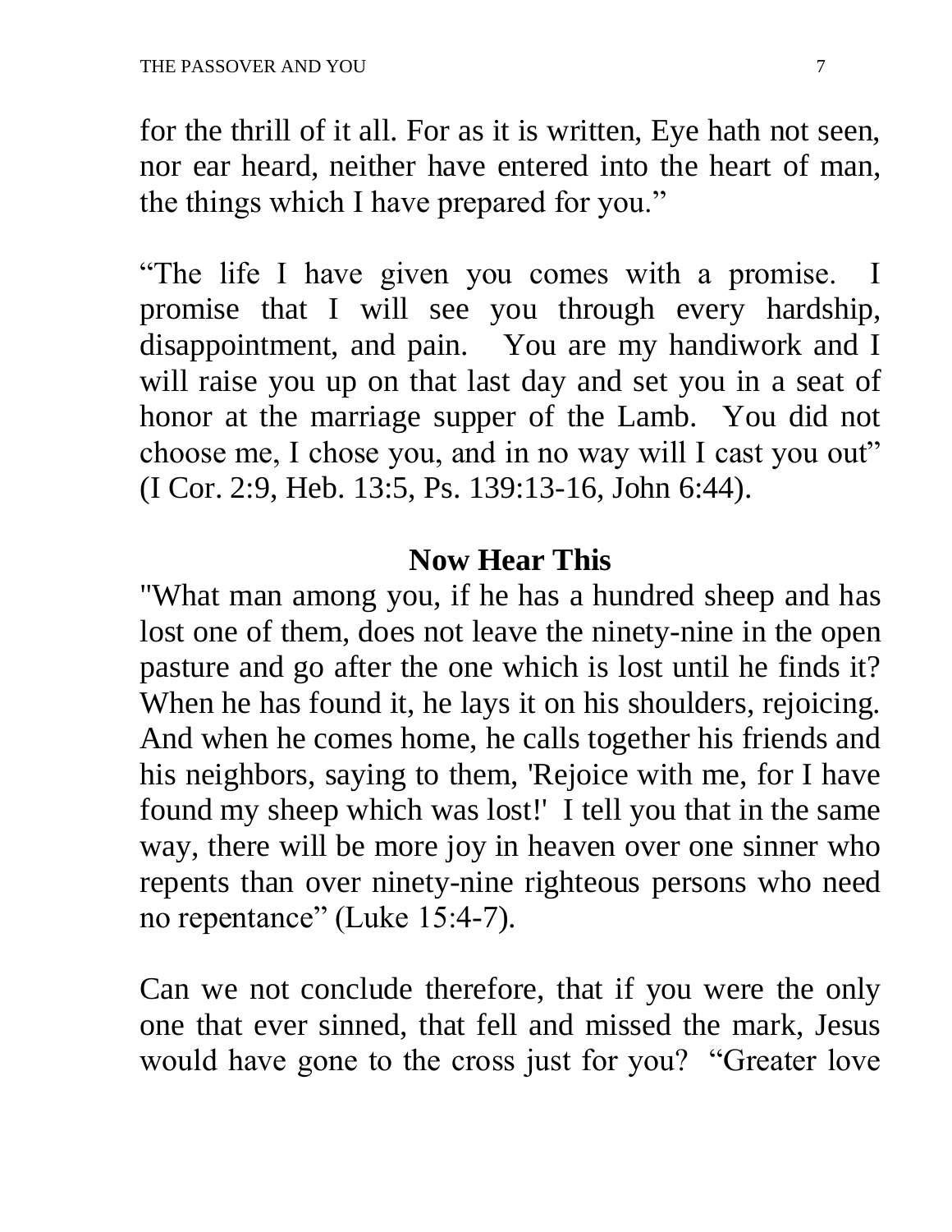for the thrill of it all. For as it is written, Eye hath not seen, nor ear heard, neither have entered into the heart of man, the things which I have prepared for you."

"The life I have given you comes with a promise. I promise that I will see you through every hardship, disappointment, and pain. You are my handiwork and I will raise you up on that last day and set you in a seat of honor at the marriage supper of the Lamb. You did not choose me, I chose you, and in no way will I cast you out" (I Cor. 2:9, Heb. 13:5, Ps. 139:13-16, John 6:44).

## Now Hear This

"What man among you, if he has a hundred sheep and has lost one of them, does not leave the ninety-nine in the open pasture and go after the one which is lost until he finds it? When he has found it, he lays it on his shoulders, rejoicing. And when he comes home, he calls together his friends and his neighbors, saying to them, 'Rejoice with me, for I have found my sheep which was lost!' I tell you that in the same way, there will be more joy in heaven over one sinner who repents than over ninety-nine righteous persons who need no repentance" (Luke 15:4-7).

Can we not conclude therefore, that if you were the only one that ever sinned, that fell and missed the mark, Jesus would have gone to the cross just for you? "Greater love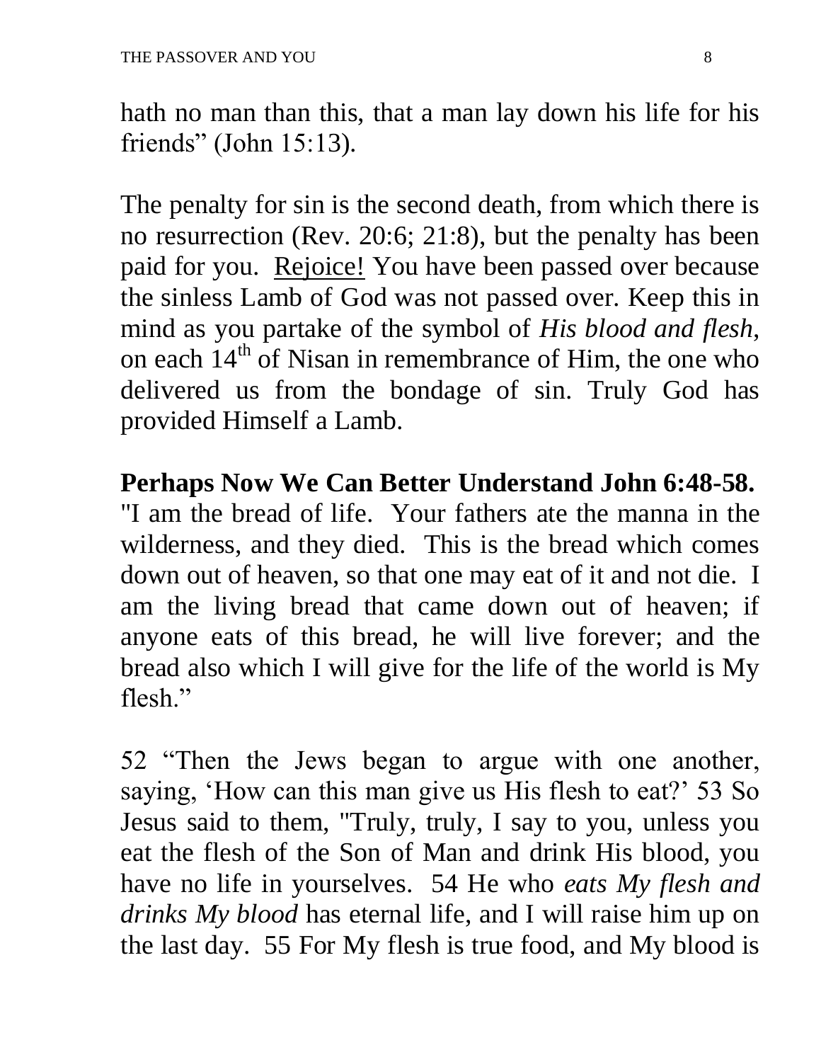hath no man than this, that a man lay down his life for his friends" (John 15:13).

The penalty for sin is the second death, from which there is no resurrection (Rev. 20:6; 21:8), but the penalty has been paid for you. <u>Rejoice!</u> You have been passed over because the sinless Lamb of God was not passed over. Keep this in mind as you partake of the symbol of *His blood and flesh*, on each 14th of Nisan in remembrance of Him, the one who delivered us from the bondage of sin. Truly God has provided Himself a Lamb.

**Perhaps Now We Can Better Understand John 6:48-58.** "I am the bread of life. Your fathers ate the manna in the wilderness, and they died. This is the bread which comes down out of heaven, so that one may eat of it and not die. I am the living bread that came down out of heaven; if anyone eats of this bread, he will live forever; and the bread also which I will give for the life of the world is My flesh."

52 "Then the Jews began to argue with one another, saying, 'How can this man give us His flesh to eat?' 53 So Jesus said to them, "Truly, truly, I say to you, unless you eat the flesh of the Son of Man and drink His blood, you have no life in yourselves. 54 He who *eats My flesh and drinks My blood* has eternal life, and I will raise him up on the last day. 55 For My flesh is true food, and My blood is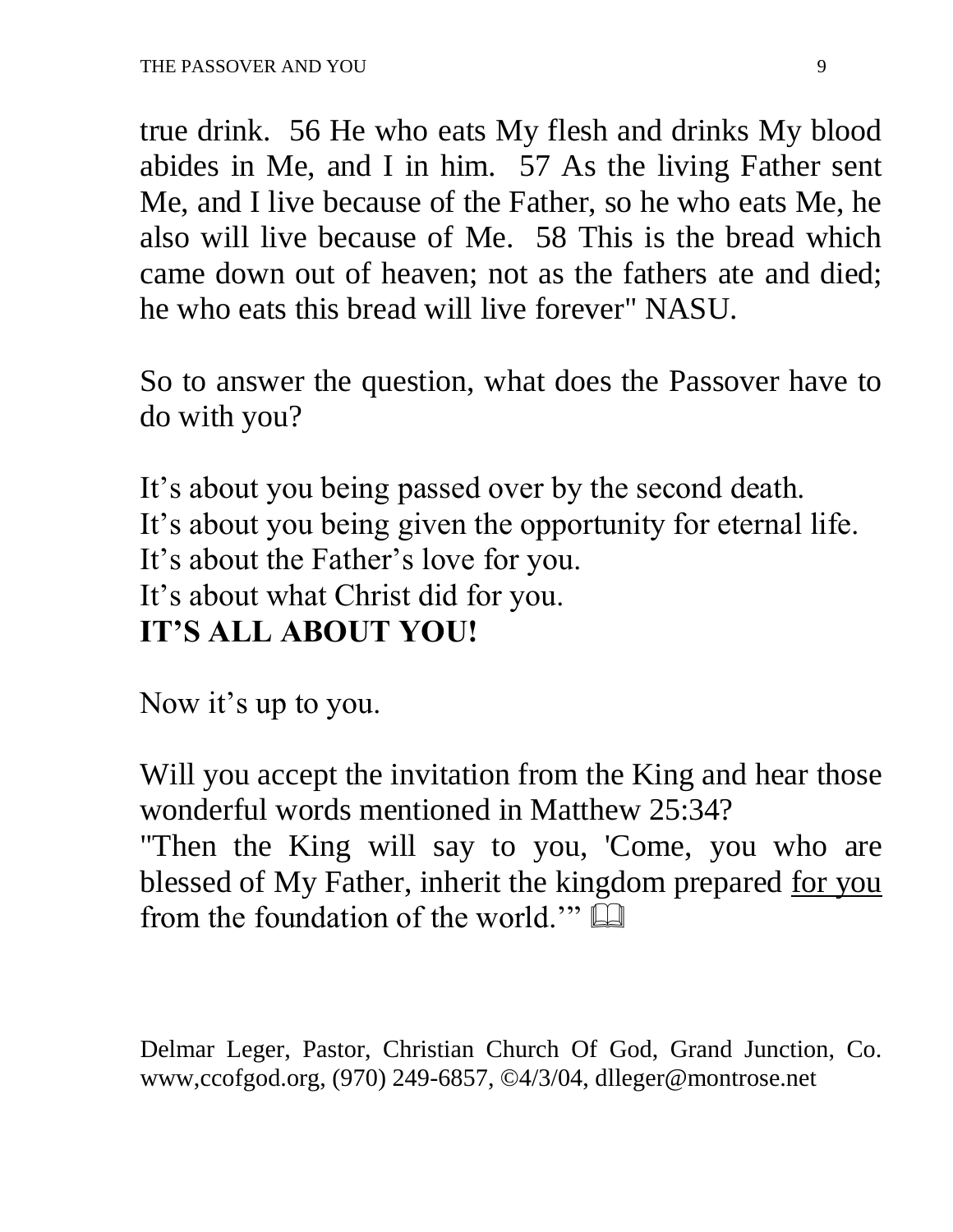true drink. 56 He who eats My flesh and drinks My blood abides in Me, and I in him. 57 As the living Father sent Me, and I live because of the Father, so he who eats Me, he also will live because of Me. 58 This is the bread which came down out of heaven; not as the fathers ate and died; he who eats this bread will live forever" NASU.

So to answer the question, what does the Passover have to do with you?

It's about you being passed over by the second death.
It's about you being given the opportunity for eternal life.
It's about the Father's love for you.
It's about what Christ did for you.
**IT'S ALL ABOUT YOU!**

Now it's up to you.

Will you accept the invitation from the King and hear those wonderful words mentioned in Matthew 25:34?
"Then the King will say to you, 'Come, you who are blessed of My Father, inherit the kingdom prepared <u>for you</u> from the foundation of the world.'" 📖

Delmar Leger, Pastor, Christian Church Of God, Grand Junction, Co. www,ccofgod.org, (970) 249-6857, ©4/3/04, dlleger@montrose.net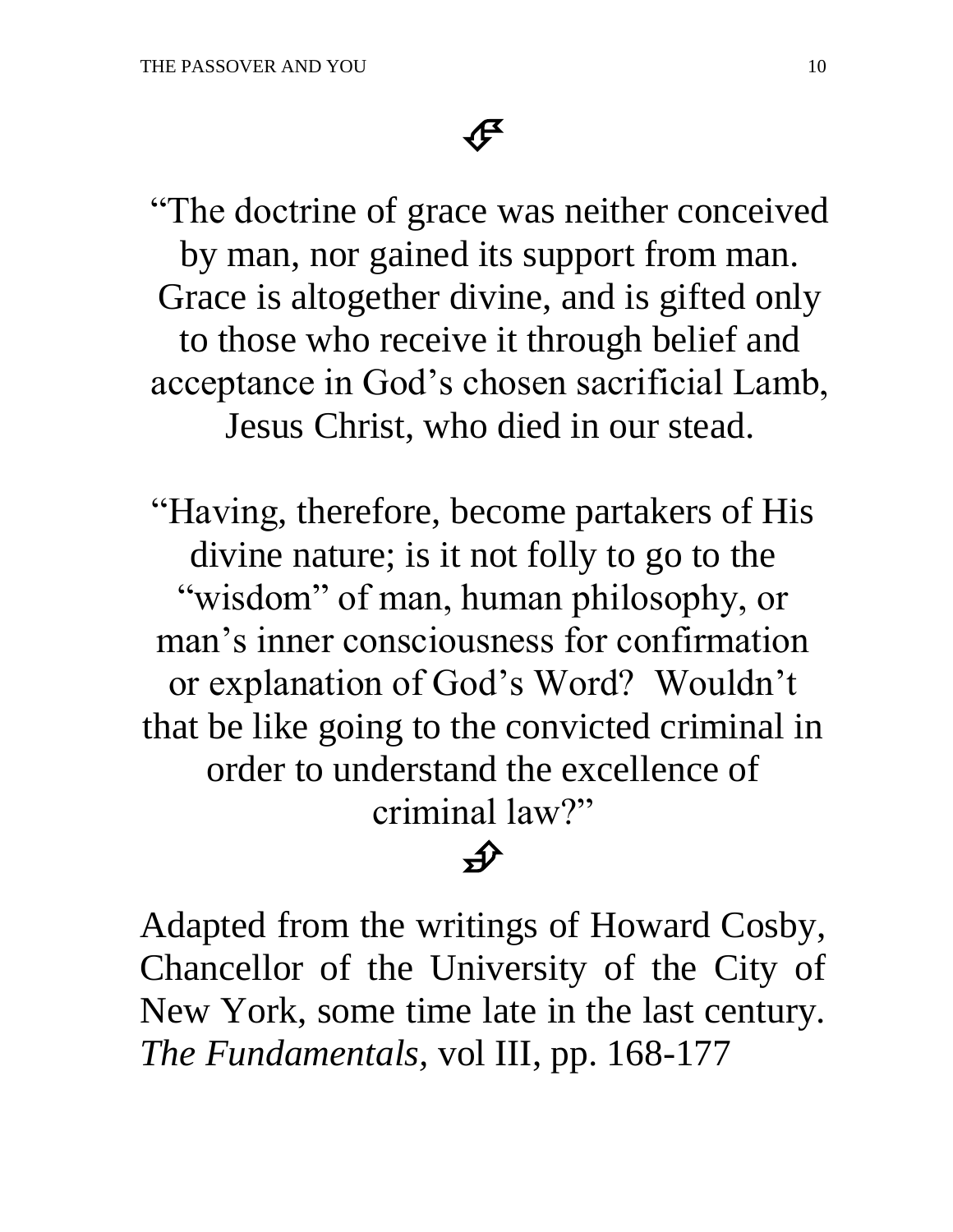"The doctrine of grace was neither conceived by man, nor gained its support from man. Grace is altogether divine, and is gifted only to those who receive it through belief and acceptance in God's chosen sacrificial Lamb, Jesus Christ, who died in our stead.

"Having, therefore, become partakers of His divine nature; is it not folly to go to the "wisdom" of man, human philosophy, or man's inner consciousness for confirmation or explanation of God's Word? Wouldn't that be like going to the convicted criminal in order to understand the excellence of criminal law?"

Adapted from the writings of Howard Cosby, Chancellor of the University of the City of New York, some time late in the last century. *The Fundamentals,* vol III, pp. 168-177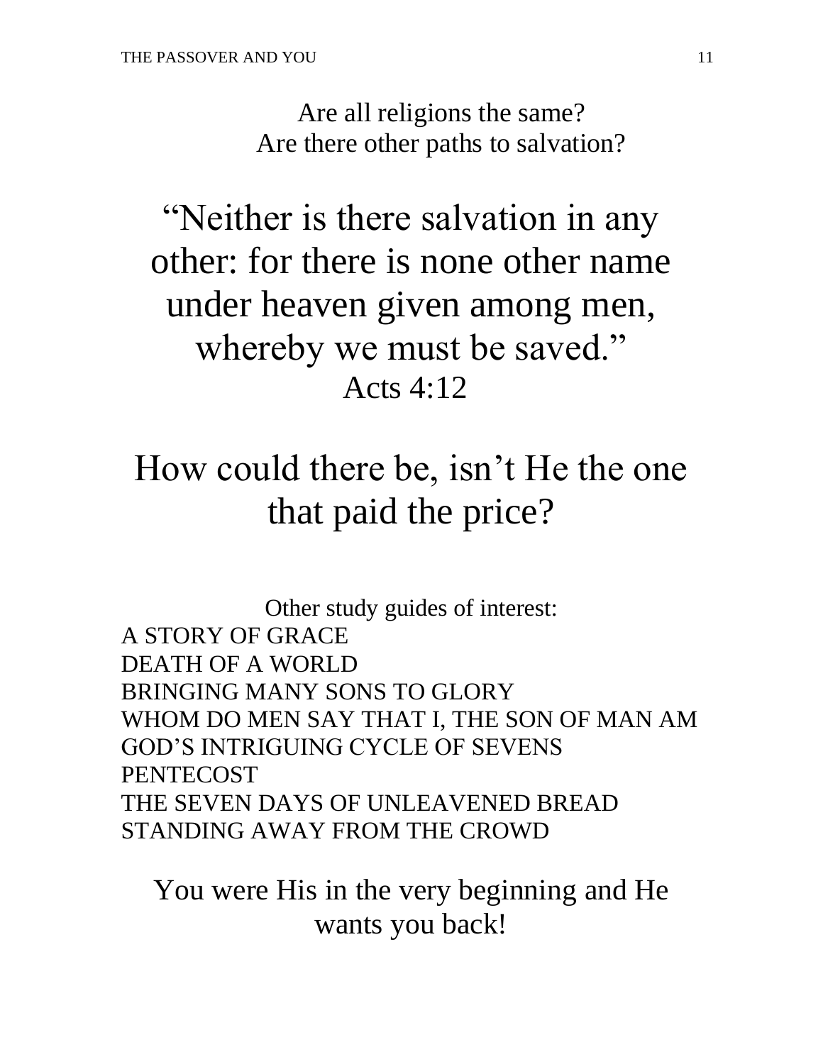Are all religions the same?
Are there other paths to salvation?

## "Neither is there salvation in any other: for there is none other name under heaven given among men, whereby we must be saved."
## Acts 4:12

## How could there be, isn't He the one that paid the price?

Other study guides of interest:

A STORY OF GRACE
DEATH OF A WORLD
BRINGING MANY SONS TO GLORY
WHOM DO MEN SAY THAT I, THE SON OF MAN AM
GOD'S INTRIGUING CYCLE OF SEVENS
PENTECOST
THE SEVEN DAYS OF UNLEAVENED BREAD
STANDING AWAY FROM THE CROWD

You were His in the very beginning and He wants you back!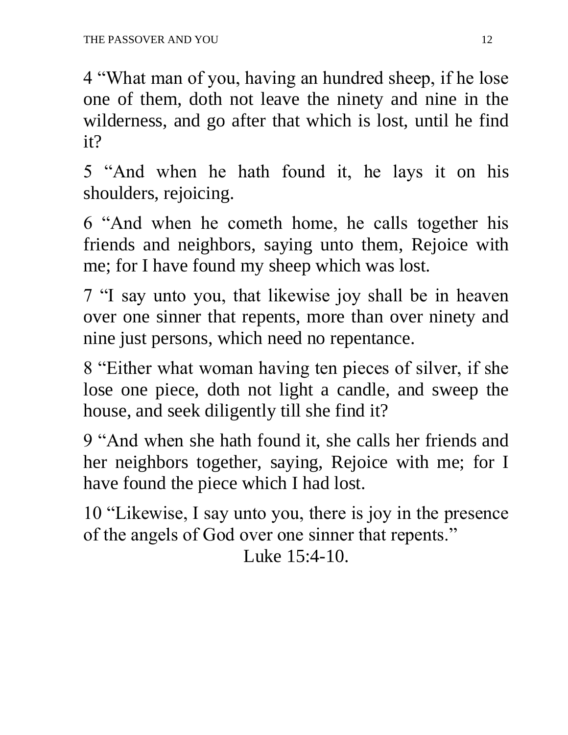4 “What man of you, having an hundred sheep, if he lose one of them, doth not leave the ninety and nine in the wilderness, and go after that which is lost, until he find it?

5 “And when he hath found it, he lays it on his shoulders, rejoicing.

6 “And when he cometh home, he calls together his friends and neighbors, saying unto them, Rejoice with me; for I have found my sheep which was lost.

7 “I say unto you, that likewise joy shall be in heaven over one sinner that repents, more than over ninety and nine just persons, which need no repentance.

8 “Either what woman having ten pieces of silver, if she lose one piece, doth not light a candle, and sweep the house, and seek diligently till she find it?

9 “And when she hath found it, she calls her friends and her neighbors together, saying, Rejoice with me; for I have found the piece which I had lost.

10 “Likewise, I say unto you, there is joy in the presence of the angels of God over one sinner that repents.”

Luke 15:4-10.